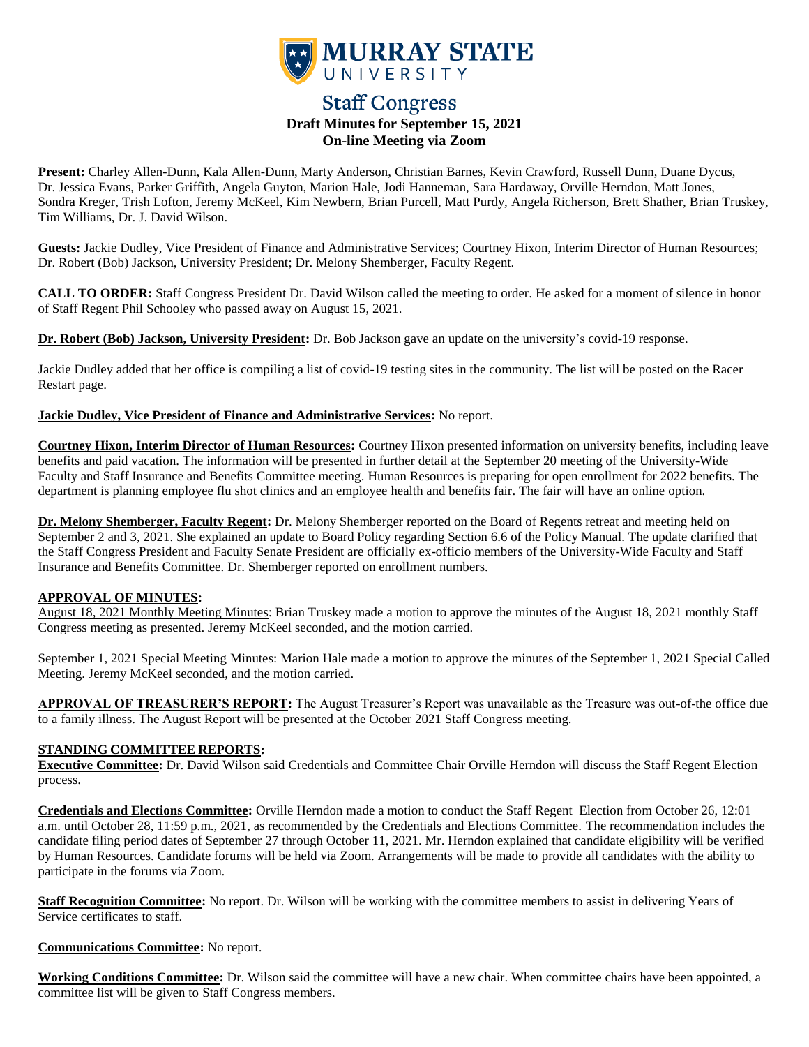# MURRAY STATE UNIVERSITY

## Staff Congress

**Draft Minutes for September 15, 2021**
**On-line Meeting via Zoom**

**Present:** Charley Allen-Dunn, Kala Allen-Dunn, Marty Anderson, Christian Barnes, Kevin Crawford, Russell Dunn, Duane Dycus, Dr. Jessica Evans, Parker Griffith, Angela Guyton, Marion Hale, Jodi Hanneman, Sara Hardaway, Orville Herndon, Matt Jones, Sondra Kreger, Trish Lofton, Jeremy McKeel, Kim Newbern, Brian Purcell, Matt Purdy, Angela Richerson, Brett Shather, Brian Truskey, Tim Williams, Dr. J. David Wilson.

**Guests:** Jackie Dudley, Vice President of Finance and Administrative Services; Courtney Hixon, Interim Director of Human Resources; Dr. Robert (Bob) Jackson, University President; Dr. Melony Shemberger, Faculty Regent.

**CALL TO ORDER:** Staff Congress President Dr. David Wilson called the meeting to order. He asked for a moment of silence in honor of Staff Regent Phil Schooley who passed away on August 15, 2021.

**Dr. Robert (Bob) Jackson, University President:** Dr. Bob Jackson gave an update on the university's covid-19 response.

Jackie Dudley added that her office is compiling a list of covid-19 testing sites in the community. The list will be posted on the Racer Restart page.

**Jackie Dudley, Vice President of Finance and Administrative Services:** No report.

**Courtney Hixon, Interim Director of Human Resources:** Courtney Hixon presented information on university benefits, including leave benefits and paid vacation. The information will be presented in further detail at the September 20 meeting of the University-Wide Faculty and Staff Insurance and Benefits Committee meeting. Human Resources is preparing for open enrollment for 2022 benefits. The department is planning employee flu shot clinics and an employee health and benefits fair. The fair will have an online option.

**Dr. Melony Shemberger, Faculty Regent:** Dr. Melony Shemberger reported on the Board of Regents retreat and meeting held on September 2 and 3, 2021. She explained an update to Board Policy regarding Section 6.6 of the Policy Manual. The update clarified that the Staff Congress President and Faculty Senate President are officially ex-officio members of the University-Wide Faculty and Staff Insurance and Benefits Committee. Dr. Shemberger reported on enrollment numbers.

**APPROVAL OF MINUTES:**

August 18, 2021 Monthly Meeting Minutes: Brian Truskey made a motion to approve the minutes of the August 18, 2021 monthly Staff Congress meeting as presented. Jeremy McKeel seconded, and the motion carried.

September 1, 2021 Special Meeting Minutes: Marion Hale made a motion to approve the minutes of the September 1, 2021 Special Called Meeting. Jeremy McKeel seconded, and the motion carried.

**APPROVAL OF TREASURER'S REPORT:** The August Treasurer's Report was unavailable as the Treasure was out-of-the office due to a family illness. The August Report will be presented at the October 2021 Staff Congress meeting.

**STANDING COMMITTEE REPORTS:**

**Executive Committee:** Dr. David Wilson said Credentials and Committee Chair Orville Herndon will discuss the Staff Regent Election process.

**Credentials and Elections Committee:** Orville Herndon made a motion to conduct the Staff Regent Election from October 26, 12:01 a.m. until October 28, 11:59 p.m., 2021, as recommended by the Credentials and Elections Committee. The recommendation includes the candidate filing period dates of September 27 through October 11, 2021. Mr. Herndon explained that candidate eligibility will be verified by Human Resources. Candidate forums will be held via Zoom. Arrangements will be made to provide all candidates with the ability to participate in the forums via Zoom.

**Staff Recognition Committee:** No report. Dr. Wilson will be working with the committee members to assist in delivering Years of Service certificates to staff.

**Communications Committee:** No report.

**Working Conditions Committee:** Dr. Wilson said the committee will have a new chair. When committee chairs have been appointed, a committee list will be given to Staff Congress members.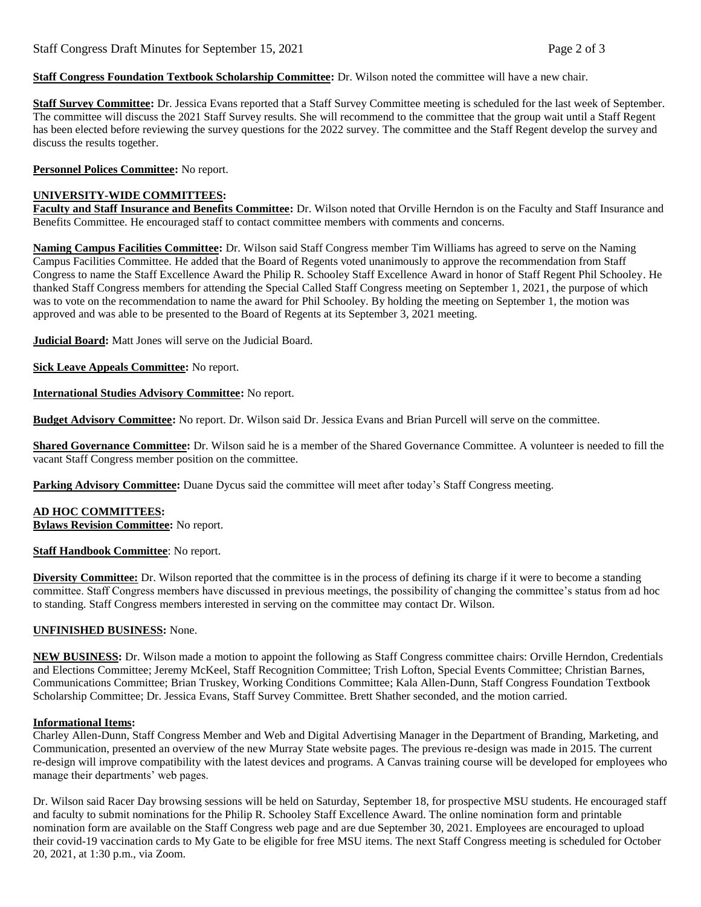**Staff Congress Foundation Textbook Scholarship Committee:** Dr. Wilson noted the committee will have a new chair.

**Staff Survey Committee:** Dr. Jessica Evans reported that a Staff Survey Committee meeting is scheduled for the last week of September. The committee will discuss the 2021 Staff Survey results. She will recommend to the committee that the group wait until a Staff Regent has been elected before reviewing the survey questions for the 2022 survey. The committee and the Staff Regent develop the survey and discuss the results together.

**Personnel Polices Committee:** No report.

**UNIVERSITY-WIDE COMMITTEES:**

**Faculty and Staff Insurance and Benefits Committee:** Dr. Wilson noted that Orville Herndon is on the Faculty and Staff Insurance and Benefits Committee. He encouraged staff to contact committee members with comments and concerns.

**Naming Campus Facilities Committee:** Dr. Wilson said Staff Congress member Tim Williams has agreed to serve on the Naming Campus Facilities Committee. He added that the Board of Regents voted unanimously to approve the recommendation from Staff Congress to name the Staff Excellence Award the Philip R. Schooley Staff Excellence Award in honor of Staff Regent Phil Schooley. He thanked Staff Congress members for attending the Special Called Staff Congress meeting on September 1, 2021, the purpose of which was to vote on the recommendation to name the award for Phil Schooley. By holding the meeting on September 1, the motion was approved and was able to be presented to the Board of Regents at its September 3, 2021 meeting.

**Judicial Board:** Matt Jones will serve on the Judicial Board.

**Sick Leave Appeals Committee:** No report.

**International Studies Advisory Committee:** No report.

**Budget Advisory Committee:** No report. Dr. Wilson said Dr. Jessica Evans and Brian Purcell will serve on the committee.

**Shared Governance Committee:** Dr. Wilson said he is a member of the Shared Governance Committee. A volunteer is needed to fill the vacant Staff Congress member position on the committee.

**Parking Advisory Committee:** Duane Dycus said the committee will meet after today's Staff Congress meeting.

**AD HOC COMMITTEES:**

**Bylaws Revision Committee:** No report.

**Staff Handbook Committee**: No report.

**Diversity Committee:** Dr. Wilson reported that the committee is in the process of defining its charge if it were to become a standing committee. Staff Congress members have discussed in previous meetings, the possibility of changing the committee's status from ad hoc to standing. Staff Congress members interested in serving on the committee may contact Dr. Wilson.

**UNFINISHED BUSINESS:** None.

**NEW BUSINESS:** Dr. Wilson made a motion to appoint the following as Staff Congress committee chairs: Orville Herndon, Credentials and Elections Committee; Jeremy McKeel, Staff Recognition Committee; Trish Lofton, Special Events Committee; Christian Barnes, Communications Committee; Brian Truskey, Working Conditions Committee; Kala Allen-Dunn, Staff Congress Foundation Textbook Scholarship Committee; Dr. Jessica Evans, Staff Survey Committee. Brett Shather seconded, and the motion carried.

**Informational Items:**

Charley Allen-Dunn, Staff Congress Member and Web and Digital Advertising Manager in the Department of Branding, Marketing, and Communication, presented an overview of the new Murray State website pages. The previous re-design was made in 2015. The current re-design will improve compatibility with the latest devices and programs. A Canvas training course will be developed for employees who manage their departments' web pages.

Dr. Wilson said Racer Day browsing sessions will be held on Saturday, September 18, for prospective MSU students. He encouraged staff and faculty to submit nominations for the Philip R. Schooley Staff Excellence Award. The online nomination form and printable nomination form are available on the Staff Congress web page and are due September 30, 2021. Employees are encouraged to upload their covid-19 vaccination cards to My Gate to be eligible for free MSU items. The next Staff Congress meeting is scheduled for October 20, 2021, at 1:30 p.m., via Zoom.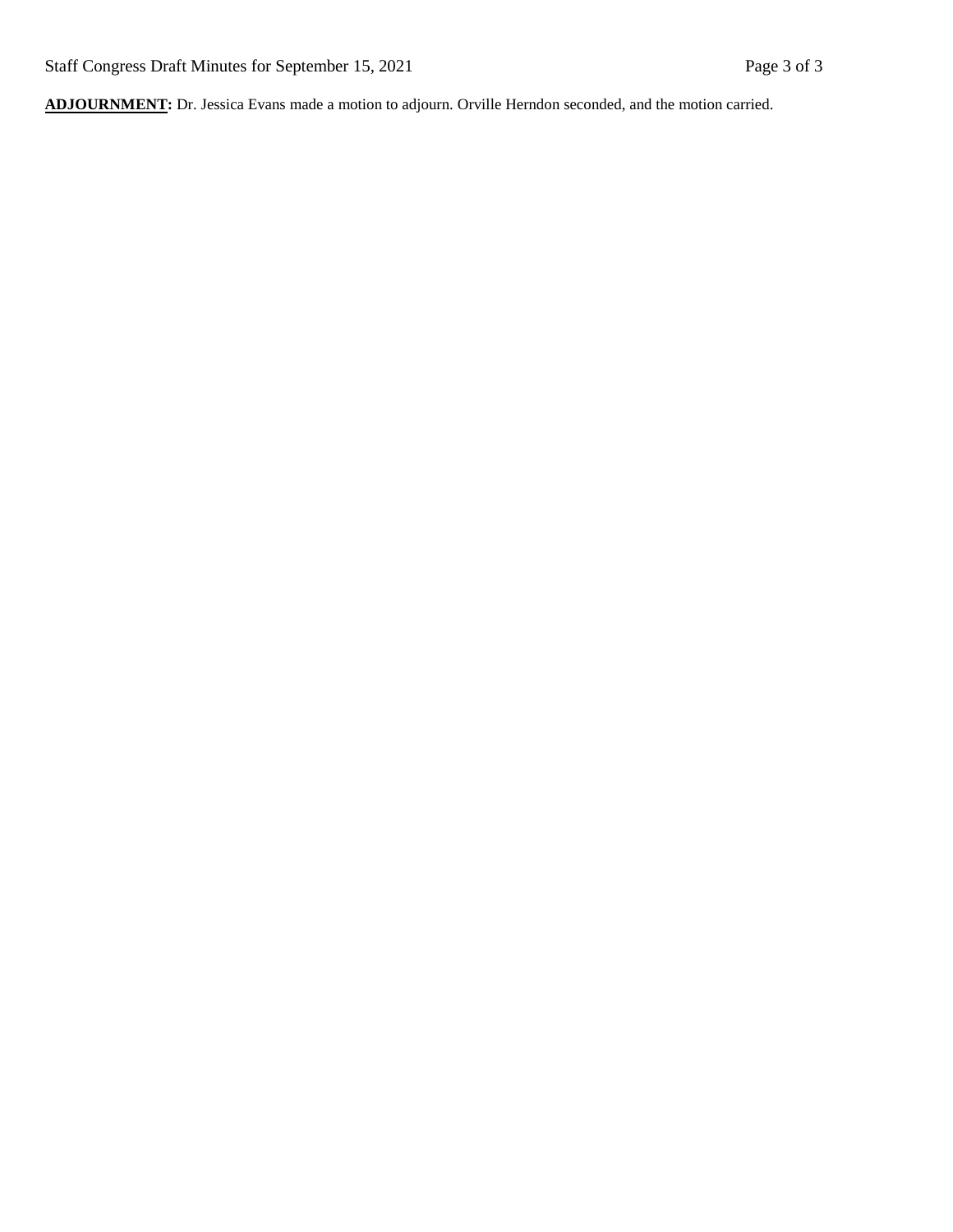**ADJOURNMENT:** Dr. Jessica Evans made a motion to adjourn. Orville Herndon seconded, and the motion carried.